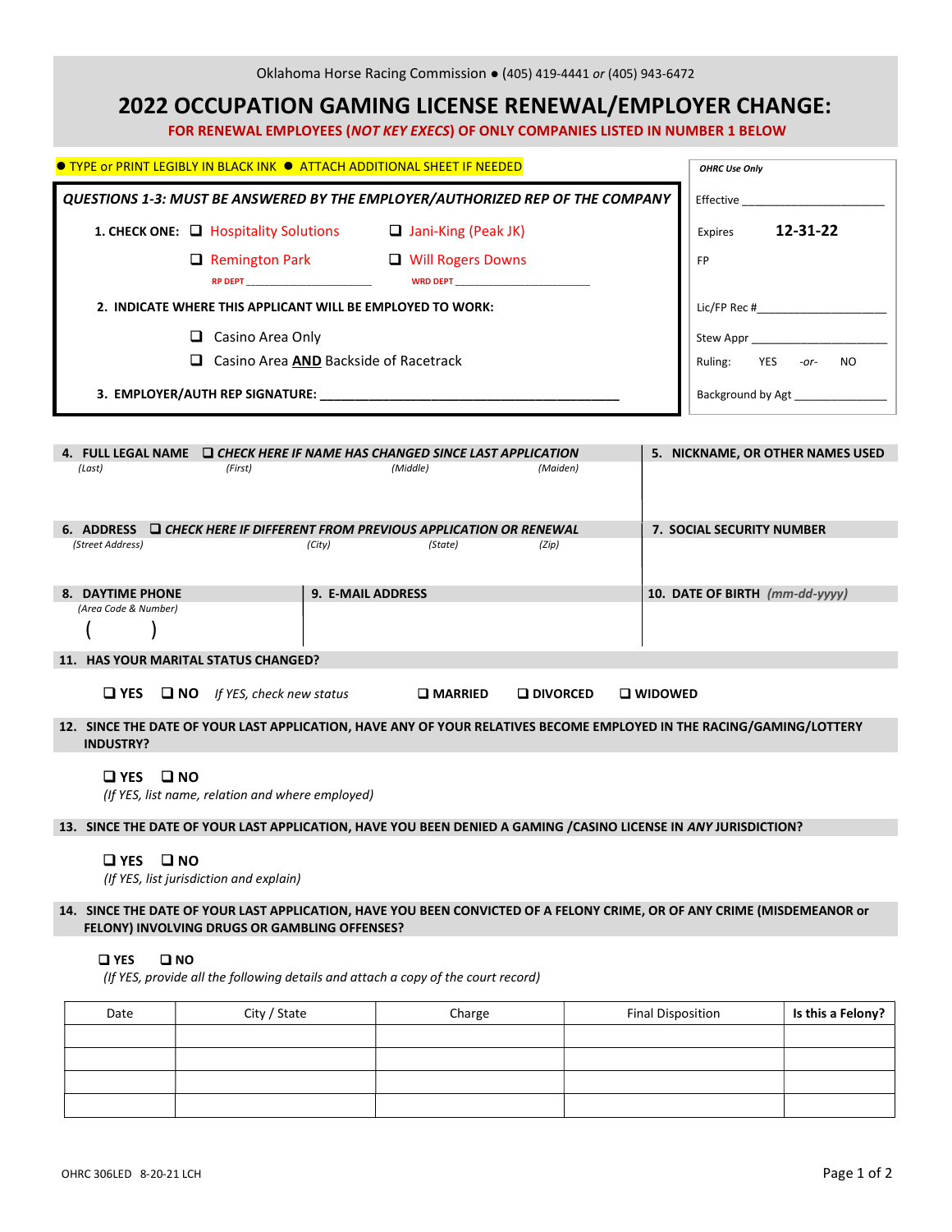Oklahoma Horse Racing Commission ● (405) 419-4441 *or* (405) 943-6472

# 2022 OCCUPATION GAMING LICENSE RENEWAL/EMPLOYER CHANGE:

**FOR RENEWAL EMPLOYEES (*NOT KEY EXECS*) OF ONLY COMPANIES LISTED IN NUMBER 1 BELOW**

● TYPE or PRINT LEGIBLY IN BLACK INK ● ATTACH ADDITIONAL SHEET IF NEEDED

***QUESTIONS 1-3: MUST BE ANSWERED BY THE EMPLOYER/AUTHORIZED REP OF THE COMPANY***

**1. CHECK ONE:** ❑ Hospitality Solutions ❑ Jani-King (Peak JK)

❑ Remington Park ❑ Will Rogers Downs

RP DEPT ______________________ WRD DEPT ______________________

**2. INDICATE WHERE THIS APPLICANT WILL BE EMPLOYED TO WORK:**

❑ Casino Area Only

❑ Casino Area **AND** Backside of Racetrack

**3. EMPLOYER/AUTH REP SIGNATURE:** ___________________________________________

*OHRC Use Only*

Effective ______________________

Expires **12-31-22**

FP

Lic/FP Rec #____________________

Stew Appr ______________________

Ruling: YES -or- NO

Background by Agt ______________

**4. FULL LEGAL NAME** ❑ ***CHECK HERE IF NAME HAS CHANGED SINCE LAST APPLICATION***

*(Last)* *(First)* *(Middle)* *(Maiden)*

**5. NICKNAME, OR OTHER NAMES USED**

**6. ADDRESS** ❑ ***CHECK HERE IF DIFFERENT FROM PREVIOUS APPLICATION OR RENEWAL***

*(Street Address)* *(City)* *(State)* *(Zip)*

**7. SOCIAL SECURITY NUMBER**

**8. DAYTIME PHONE**

*(Area Code & Number)*

( )

**9. E-MAIL ADDRESS**

**10. DATE OF BIRTH** *(mm-dd-yyyy)*

**11. HAS YOUR MARITAL STATUS CHANGED?**

❑ **YES** ❑ **NO** *If YES, check new status* ❑ **MARRIED** ❑ **DIVORCED** ❑ **WIDOWED**

**12. SINCE THE DATE OF YOUR LAST APPLICATION, HAVE ANY OF YOUR RELATIVES BECOME EMPLOYED IN THE RACING/GAMING/LOTTERY INDUSTRY?**

❑ **YES** ❑ **NO**

*(If YES, list name, relation and where employed)*

**13. SINCE THE DATE OF YOUR LAST APPLICATION, HAVE YOU BEEN DENIED A GAMING /CASINO LICENSE IN *ANY* JURISDICTION?**

❑ **YES** ❑ **NO**

*(If YES, list jurisdiction and explain)*

**14. SINCE THE DATE OF YOUR LAST APPLICATION, HAVE YOU BEEN CONVICTED OF A FELONY CRIME, OR OF ANY CRIME (MISDEMEANOR or FELONY) INVOLVING DRUGS OR GAMBLING OFFENSES?**

❑ **YES** ❑ **NO**

*(If YES, provide all the following details and attach a copy of the court record)*

| Date | City / State | Charge | Final Disposition | **Is this a Felony?** |
|---|---|---|---|---|
| | | | | |
| | | | | |
| | | | | |
| | | | | |

OHRC 306LED 8-20-21 LCH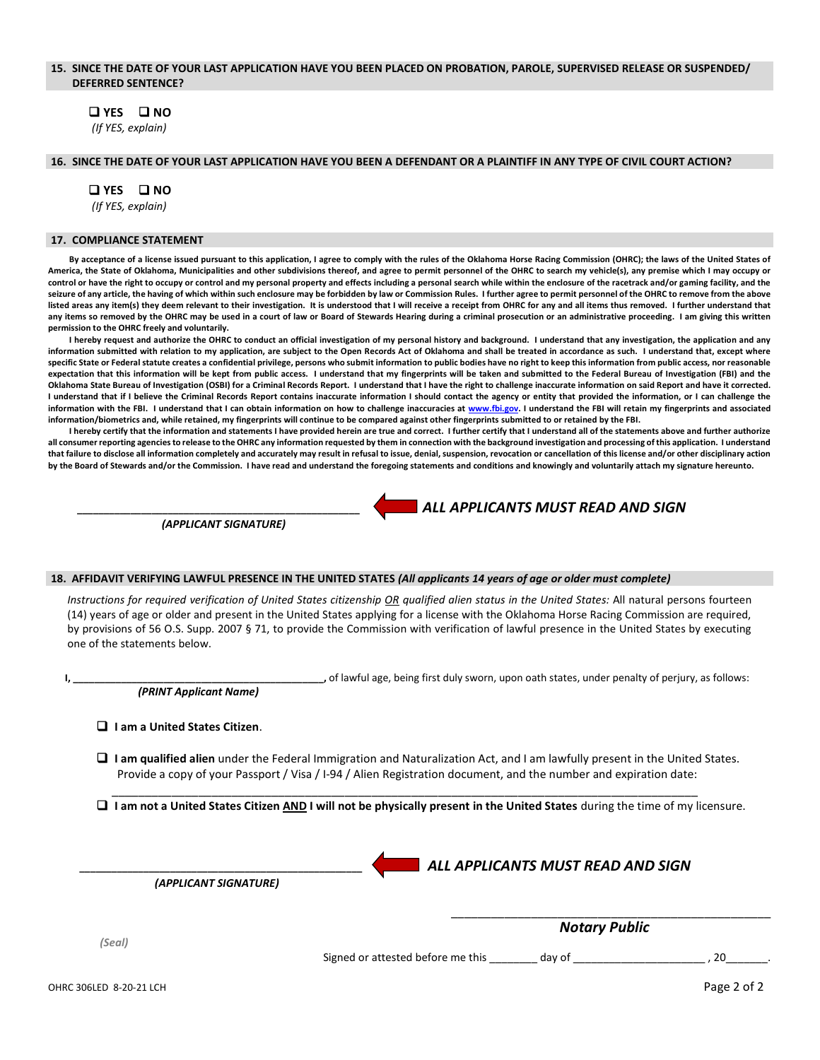**15. SINCE THE DATE OF YOUR LAST APPLICATION HAVE YOU BEEN PLACED ON PROBATION, PAROLE, SUPERVISED RELEASE OR SUSPENDED/ DEFERRED SENTENCE?**

❑ **YES** ❑ **NO**

*(If YES, explain)*

**16. SINCE THE DATE OF YOUR LAST APPLICATION HAVE YOU BEEN A DEFENDANT OR A PLAINTIFF IN ANY TYPE OF CIVIL COURT ACTION?**

❑ **YES** ❑ **NO**

*(If YES, explain)*

**17. COMPLIANCE STATEMENT**

**By acceptance of a license issued pursuant to this application, I agree to comply with the rules of the Oklahoma Horse Racing Commission (OHRC); the laws of the United States of America, the State of Oklahoma, Municipalities and other subdivisions thereof, and agree to permit personnel of the OHRC to search my vehicle(s), any premise which I may occupy or control or have the right to occupy or control and my personal property and effects including a personal search while within the enclosure of the racetrack and/or gaming facility, and the seizure of any article, the having of which within such enclosure may be forbidden by law or Commission Rules. I further agree to permit personnel of the OHRC to remove from the above listed areas any item(s) they deem relevant to their investigation. It is understood that I will receive a receipt from OHRC for any and all items thus removed. I further understand that any items so removed by the OHRC may be used in a court of law or Board of Stewards Hearing during a criminal prosecution or an administrative proceeding. I am giving this written permission to the OHRC freely and voluntarily.**

**I hereby request and authorize the OHRC to conduct an official investigation of my personal history and background. I understand that any investigation, the application and any information submitted with relation to my application, are subject to the Open Records Act of Oklahoma and shall be treated in accordance as such. I understand that, except where specific State or Federal statute creates a confidential privilege, persons who submit information to public bodies have no right to keep this information from public access, nor reasonable expectation that this information will be kept from public access. I understand that my fingerprints will be taken and submitted to the Federal Bureau of Investigation (FBI) and the Oklahoma State Bureau of Investigation (OSBI) for a Criminal Records Report. I understand that I have the right to challenge inaccurate information on said Report and have it corrected. I understand that if I believe the Criminal Records Report contains inaccurate information I should contact the agency or entity that provided the information, or I can challenge the information with the FBI. I understand that I can obtain information on how to challenge inaccuracies at www.fbi.gov. I understand the FBI will retain my fingerprints and associated information/biometrics and, while retained, my fingerprints will continue to be compared against other fingerprints submitted to or retained by the FBI.**

**I hereby certify that the information and statements I have provided herein are true and correct. I further certify that I understand all of the statements above and further authorize all consumer reporting agencies to release to the OHRC any information requested by them in connection with the background investigation and processing of this application. I understand that failure to disclose all information completely and accurately may result in refusal to issue, denial, suspension, revocation or cancellation of this license and/or other disciplinary action by the Board of Stewards and/or the Commission. I have read and understand the foregoing statements and conditions and knowingly and voluntarily attach my signature hereunto.**

\_\_\_\_\_\_\_\_\_\_\_\_\_\_\_\_\_\_\_\_\_\_\_\_\_\_\_\_\_\_\_\_\_\_\_\_\_\_\_\_\_\_ ***ALL APPLICANTS MUST READ AND SIGN***

***(APPLICANT SIGNATURE)***

**18. AFFIDAVIT VERIFYING LAWFUL PRESENCE IN THE UNITED STATES** ***(All applicants 14 years of age or older must complete)***

*Instructions for required verification of United States citizenship OR qualified alien status in the United States:* All natural persons fourteen (14) years of age or older and present in the United States applying for a license with the Oklahoma Horse Racing Commission are required, by provisions of 56 O.S. Supp. 2007 § 71, to provide the Commission with verification of lawful presence in the United States by executing one of the statements below.

**I, \_\_\_\_\_\_\_\_\_\_\_\_\_\_\_\_\_\_\_\_\_\_\_\_\_\_\_\_\_\_\_\_\_\_\_\_\_\_\_\_\_\_,** of lawful age, being first duly sworn, upon oath states, under penalty of perjury, as follows:

***(PRINT Applicant Name)***

❑ **I am a United States Citizen**.

❑ **I am qualified alien** under the Federal Immigration and Naturalization Act, and I am lawfully present in the United States. Provide a copy of your Passport / Visa / I-94 / Alien Registration document, and the number and expiration date:

\_\_\_\_\_\_\_\_\_\_\_\_\_\_\_\_\_\_\_\_\_\_\_\_\_\_\_\_\_\_\_\_\_\_\_\_\_\_\_\_\_\_\_\_\_\_\_\_\_\_\_\_\_\_\_\_\_\_\_\_\_\_\_\_\_\_\_\_\_\_\_\_\_\_\_\_\_\_\_\_\_\_

❑ **I am not a United States Citizen AND I will not be physically present in the United States** during the time of my licensure.

\_\_\_\_\_\_\_\_\_\_\_\_\_\_\_\_\_\_\_\_\_\_\_\_\_\_\_\_\_\_\_\_\_\_\_\_\_\_\_\_\_\_ ***ALL APPLICANTS MUST READ AND SIGN***

***(APPLICANT SIGNATURE)***

\_\_\_\_\_\_\_\_\_\_\_\_\_\_\_\_\_\_\_\_\_\_\_\_\_\_\_\_\_\_\_\_\_\_\_\_\_\_\_\_\_\_\_\_\_\_

***Notary Public***

*(Seal)*

Signed or attested before me this \_\_\_\_\_\_\_\_ day of \_\_\_\_\_\_\_\_\_\_\_\_\_\_\_\_\_\_\_\_\_\_ , 20\_\_\_\_\_\_\_.

OHRC 306LED 8-20-21 LCH